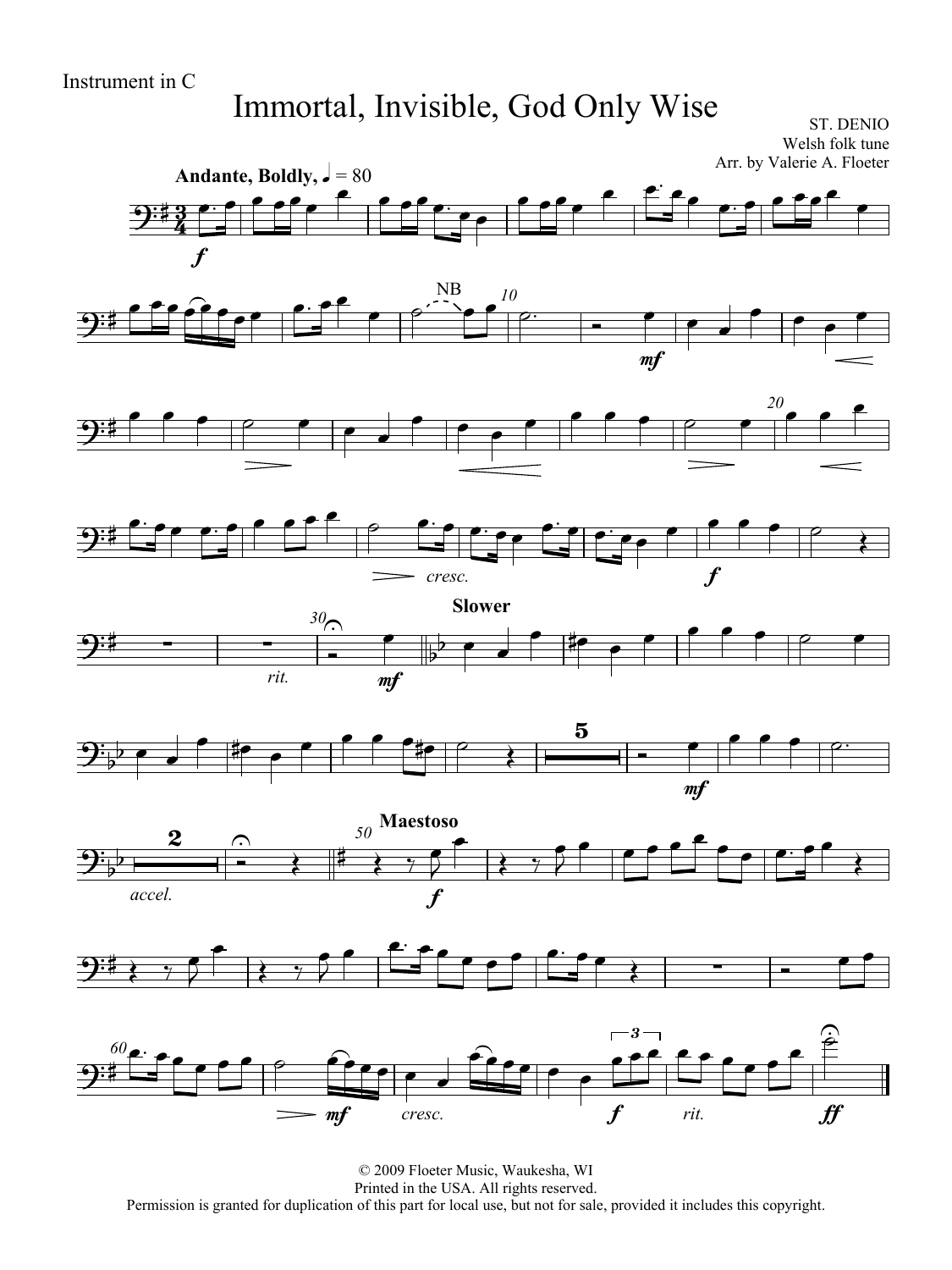Instrument in C

# Immortal, Invisible, God Only Wise

ST. DENIO
Welsh folk tune
Arr. by Valerie A. Floeter

**Andante, Boldly,** ♩ = 80

© 2009 Floeter Music, Waukesha, WI
Printed in the USA. All rights reserved.
Permission is granted for duplication of this part for local use, but not for sale, provided it includes this copyright.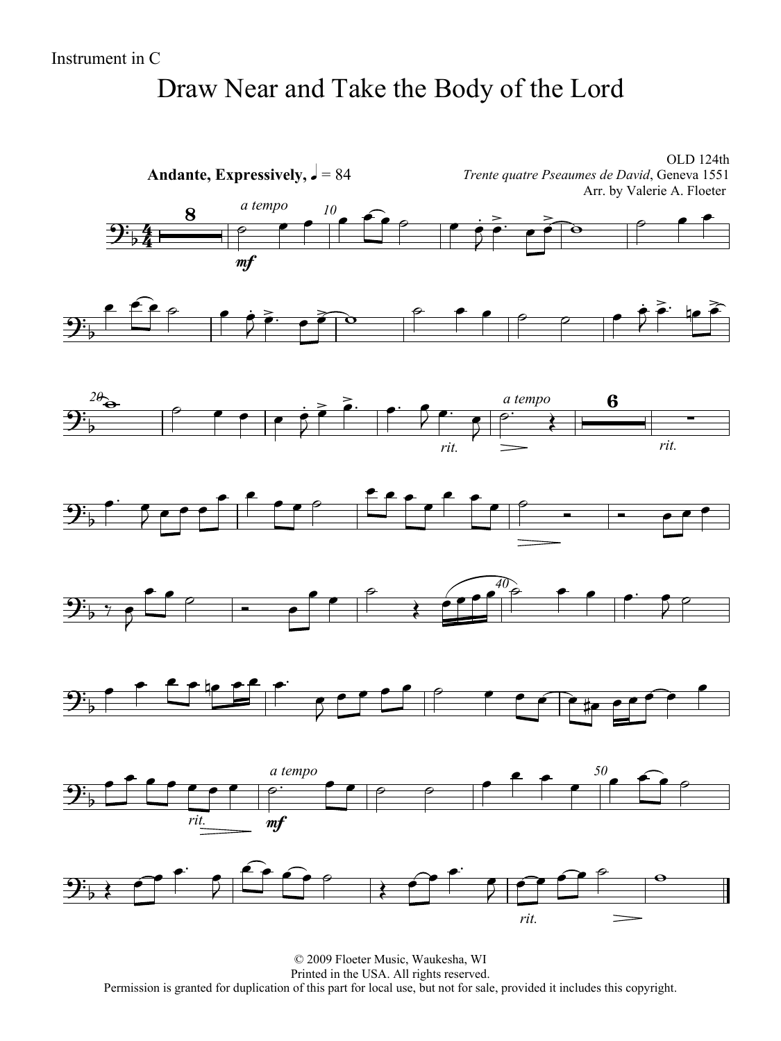Instrument in C

# Draw Near and Take the Body of the Lord

OLD 124th
*Trente quatre Pseaumes de David*, Geneva 1551
Arr. by Valerie A. Floeter

**Andante, Expressively,** ♩ = 84

© 2009 Floeter Music, Waukesha, WI
Printed in the USA. All rights reserved.
Permission is granted for duplication of this part for local use, but not for sale, provided it includes this copyright.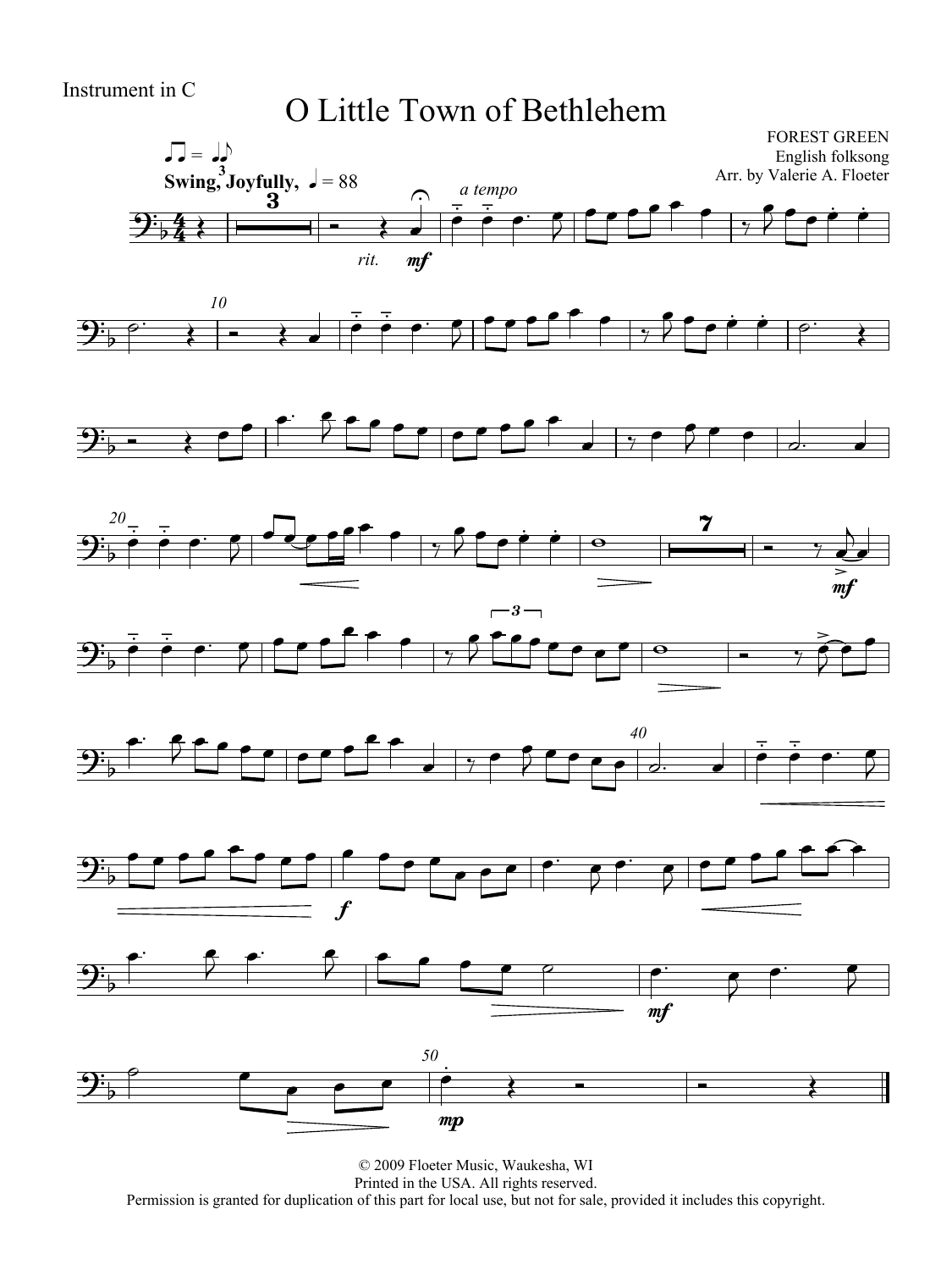Instrument in C

# O Little Town of Bethlehem

FOREST GREEN
English folksong
Arr. by Valerie A. Floeter

Swing, Joyfully, ♩ = 88

© 2009 Floeter Music, Waukesha, WI
Printed in the USA. All rights reserved.
Permission is granted for duplication of this part for local use, but not for sale, provided it includes this copyright.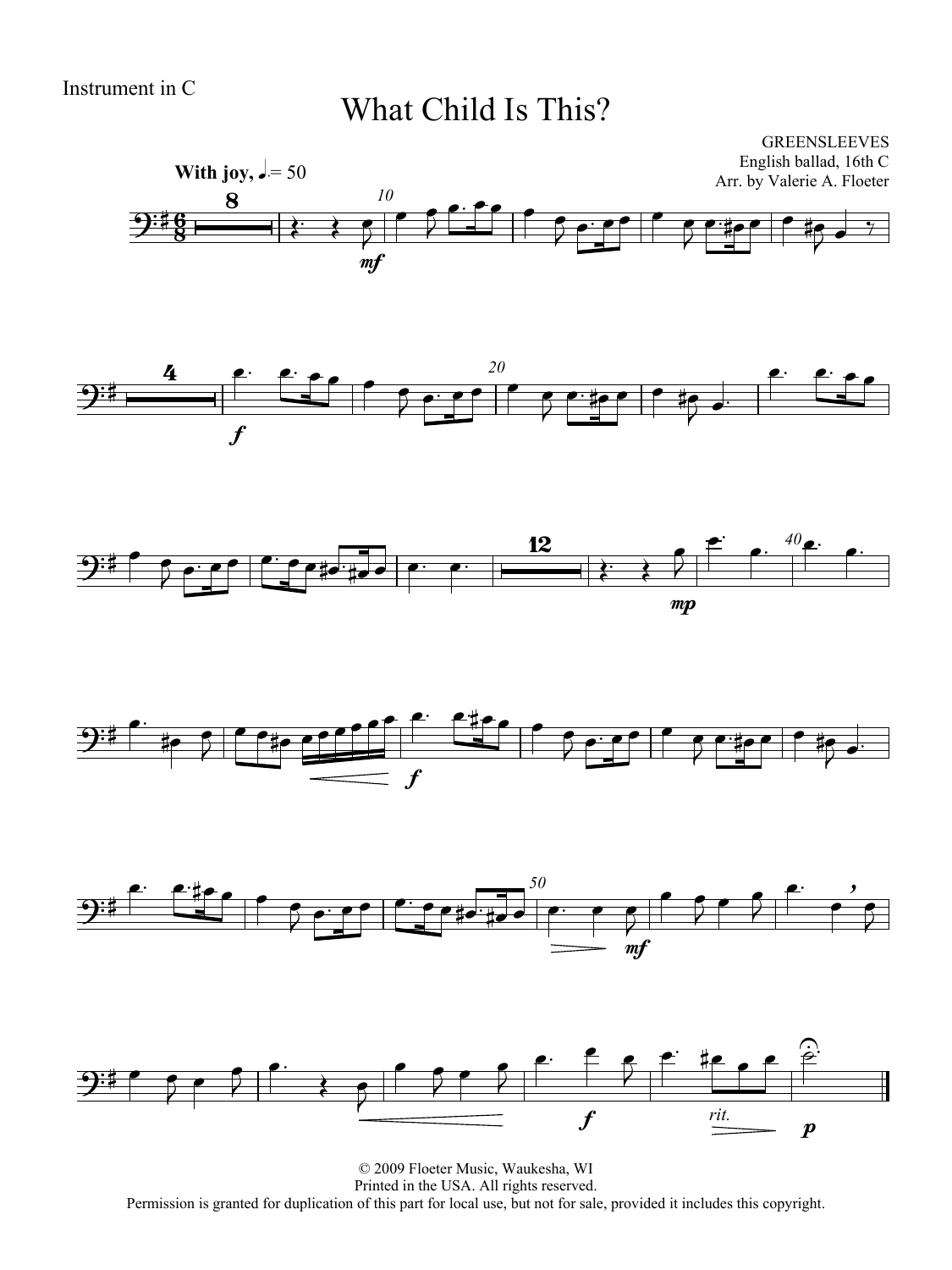Instrument in C

# What Child Is This?

GREENSLEEVES
English ballad, 16th C
Arr. by Valerie A. Floeter

**With joy,** ♩. = 50

© 2009 Floeter Music, Waukesha, WI
Printed in the USA. All rights reserved.
Permission is granted for duplication of this part for local use, but not for sale, provided it includes this copyright.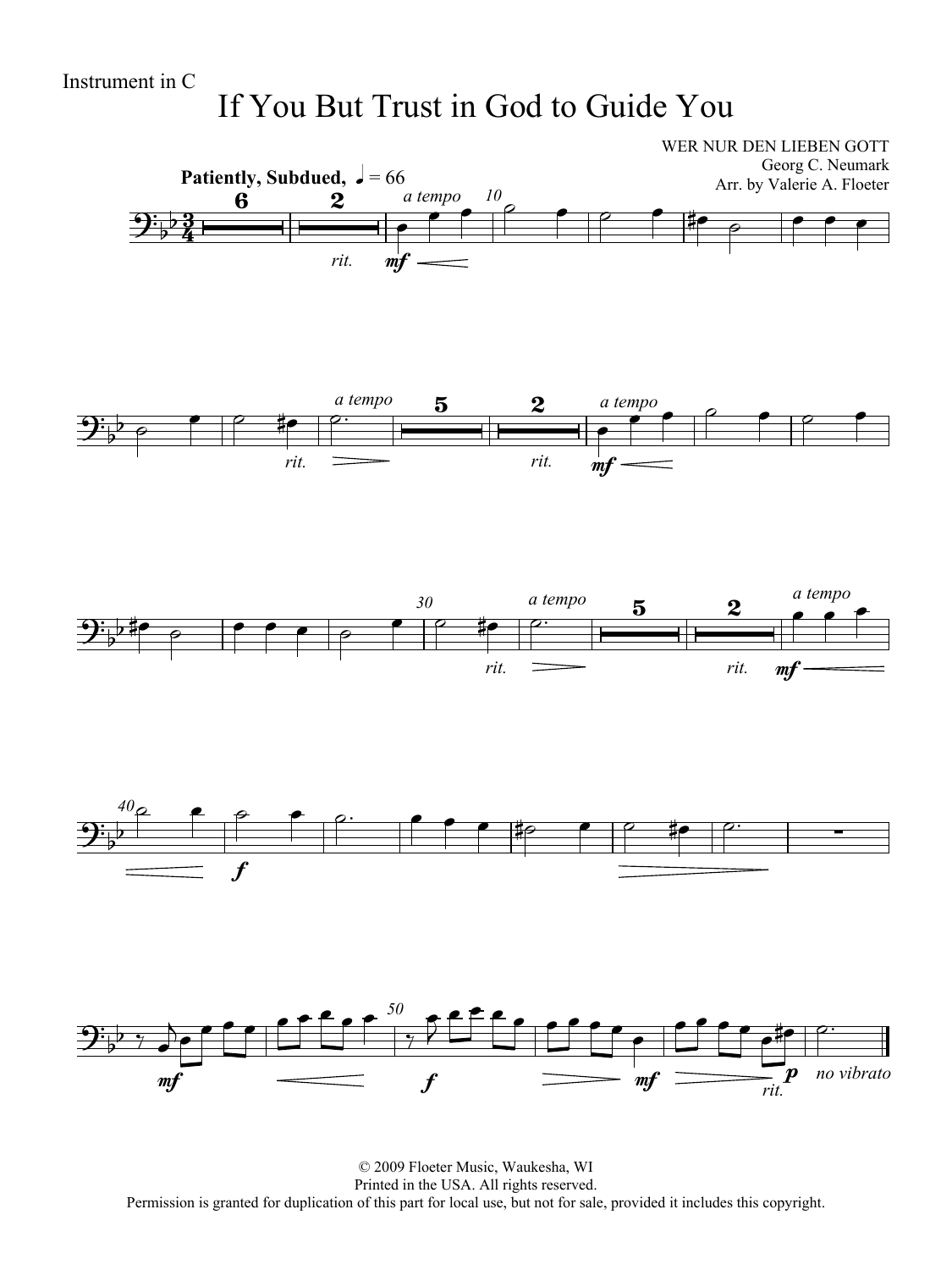Instrument in C

# If You But Trust in God to Guide You

WER NUR DEN LIEBEN GOTT
Georg C. Neumark
Arr. by Valerie A. Floeter

**Patiently, Subdued,** ♩ = 66

© 2009 Floeter Music, Waukesha, WI
Printed in the USA. All rights reserved.
Permission is granted for duplication of this part for local use, but not for sale, provided it includes this copyright.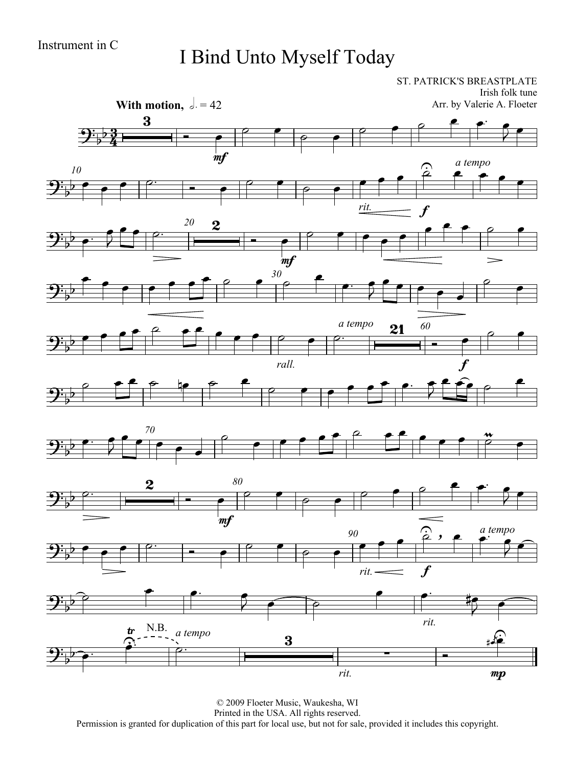Instrument in C

# I Bind Unto Myself Today

ST. PATRICK'S BREASTPLATE
Irish folk tune
Arr. by Valerie A. Floeter

**With motion,** 𝅗𝅥. = 42

© 2009 Floeter Music, Waukesha, WI
Printed in the USA. All rights reserved.
Permission is granted for duplication of this part for local use, but not for sale, provided it includes this copyright.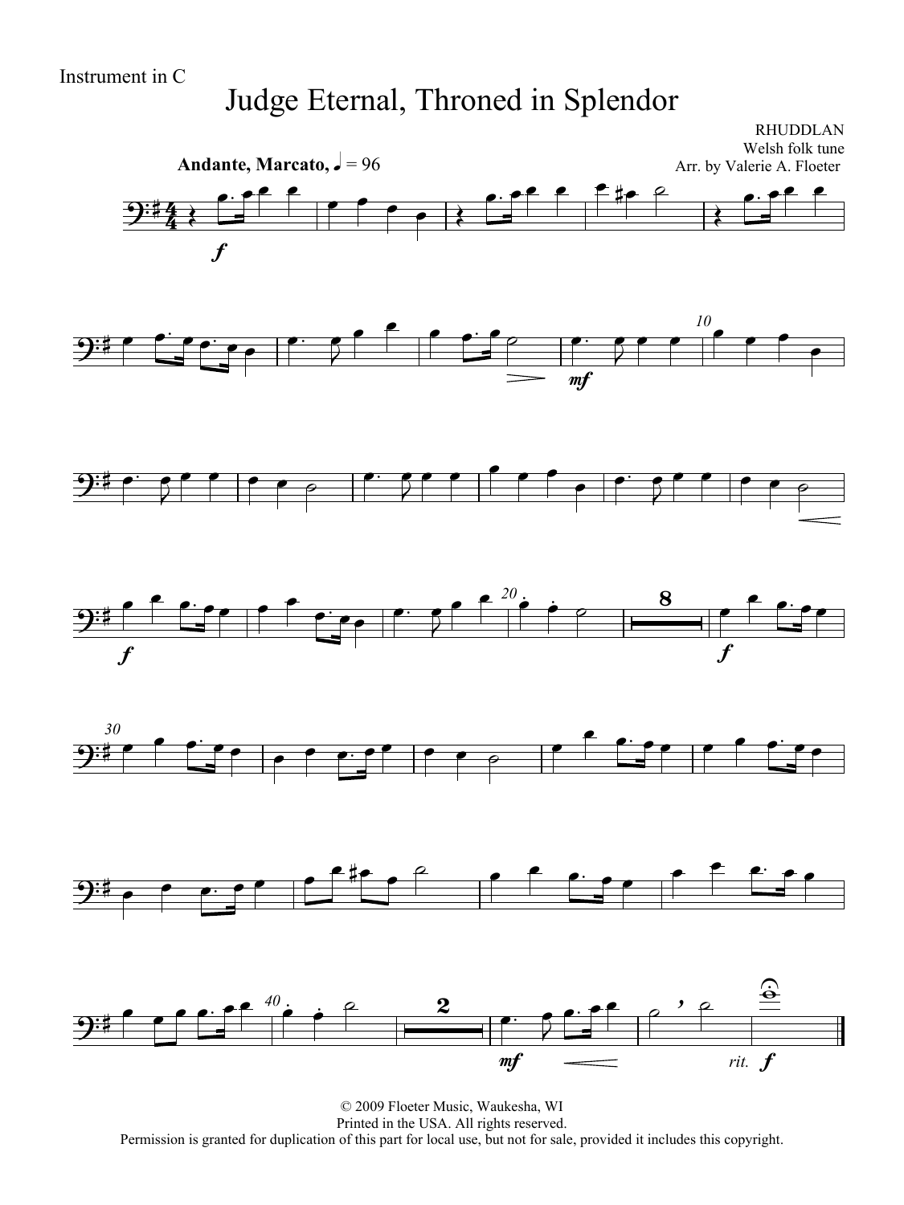Instrument in C

# Judge Eternal, Throned in Splendor

RHUDDLAN
Welsh folk tune
Arr. by Valerie A. Floeter

**Andante, Marcato,** ♩ = 96

© 2009 Floeter Music, Waukesha, WI
Printed in the USA. All rights reserved.
Permission is granted for duplication of this part for local use, but not for sale, provided it includes this copyright.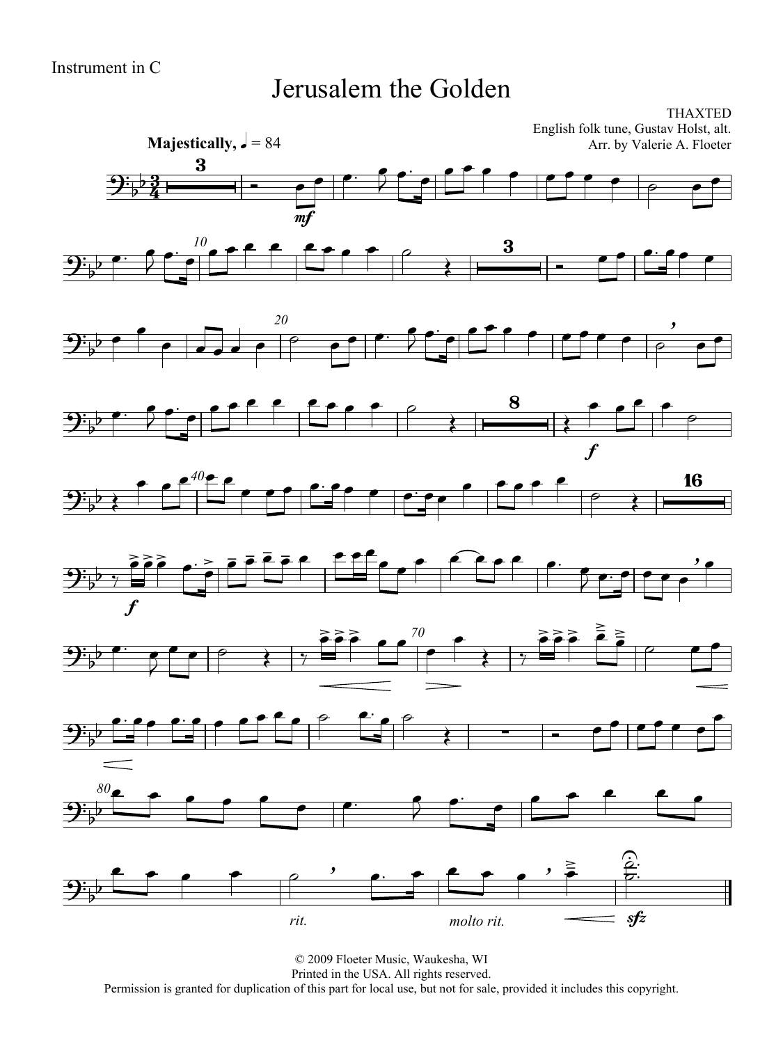Instrument in C

# Jerusalem the Golden

THAXTED
English folk tune, Gustav Holst, alt.
Arr. by Valerie A. Floeter

**Majestically,** ♩ = 84

*rit.* *molto rit.*

© 2009 Floeter Music, Waukesha, WI
Printed in the USA. All rights reserved.
Permission is granted for duplication of this part for local use, but not for sale, provided it includes this copyright.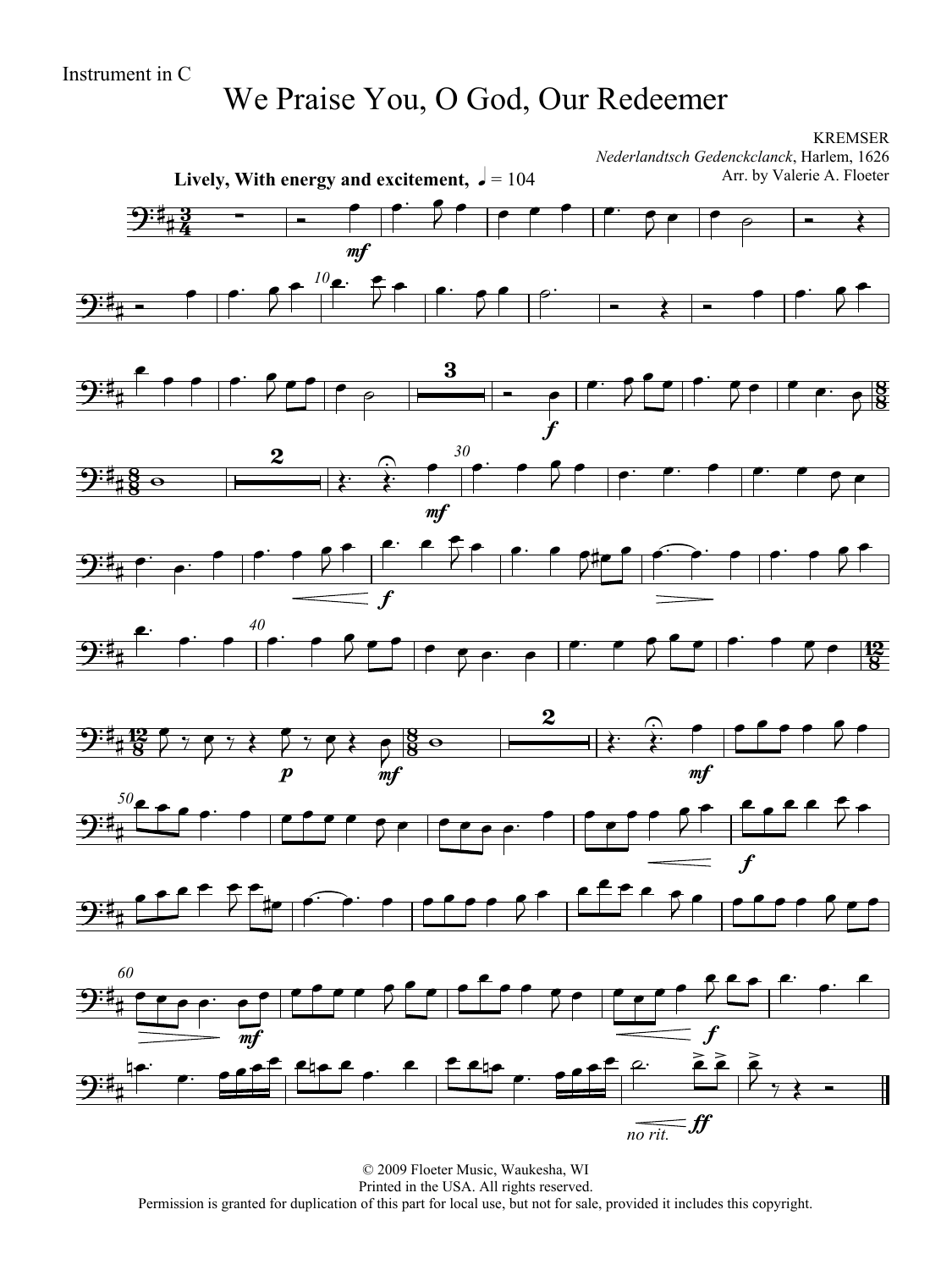Instrument in C

# We Praise You, O God, Our Redeemer

KREMSER
*Nederlandtsch Gedenckclanck*, Harlem, 1626
Arr. by Valerie A. Floeter

**Lively, With energy and excitement,** ♩ = 104

© 2009 Floeter Music, Waukesha, WI
Printed in the USA. All rights reserved.
Permission is granted for duplication of this part for local use, but not for sale, provided it includes this copyright.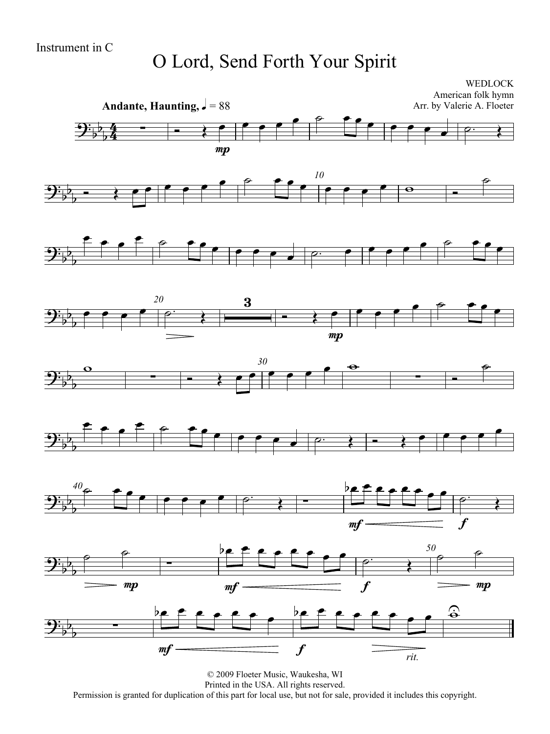Instrument in C

# O Lord, Send Forth Your Spirit

WEDLOCK
American folk hymn
Arr. by Valerie A. Floeter

**Andante, Haunting,** ♩ = 88

© 2009 Floeter Music, Waukesha, WI
Printed in the USA. All rights reserved.
Permission is granted for duplication of this part for local use, but not for sale, provided it includes this copyright.